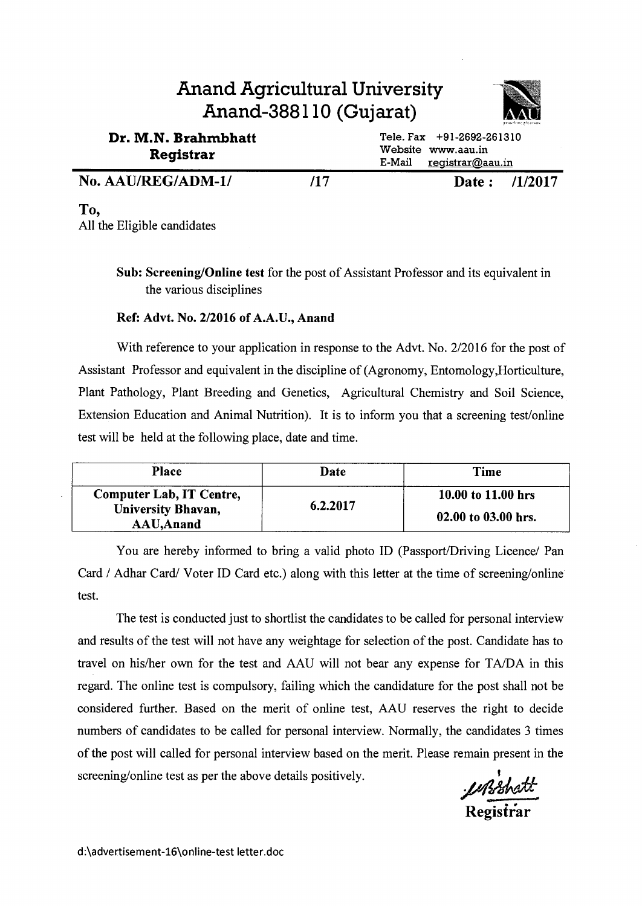# Anand Agricultural University
## Anand-388110 (Gujarat)

**Dr. M.N. Brahmbhatt**
**Registrar**

Tele. Fax +91-2692-261310
Website www.aau.in
E-Mail registrar@aau.in

**No. AAU/REG/ADM-1/ /17** **Date : /1/2017**

**To,**
All the Eligible candidates

**Sub: Screening/Online test** for the post of Assistant Professor and its equivalent in the various disciplines

**Ref: Advt. No. 2/2016 of A.A.U., Anand**

With reference to your application in response to the Advt. No. 2/2016 for the post of Assistant Professor and equivalent in the discipline of (Agronomy, Entomology,Horticulture, Plant Pathology, Plant Breeding and Genetics, Agricultural Chemistry and Soil Science, Extension Education and Animal Nutrition). It is to inform you that a screening test/online test will be held at the following place, date and time.

| Place | Date | Time |
|---|---|---|
| **Computer Lab, IT Centre, University Bhavan, AAU,Anand** | **6.2.2017** | **10.00 to 11.00 hrs**<br>**02.00 to 03.00 hrs.** |

You are hereby informed to bring a valid photo ID (Passport/Driving Licence/ Pan Card / Adhar Card/ Voter ID Card etc.) along with this letter at the time of screening/online test.

The test is conducted just to shortlist the candidates to be called for personal interview and results of the test will not have any weightage for selection of the post. Candidate has to travel on his/her own for the test and AAU will not bear any expense for TA/DA in this regard. The online test is compulsory, failing which the candidature for the post shall not be considered further. Based on the merit of online test, AAU reserves the right to decide numbers of candidates to be called for personal interview. Normally, the candidates 3 times of the post will called for personal interview based on the merit. Please remain present in the screening/online test as per the above details positively.

**Registrar**

d:\advertisement-16\online-test letter.doc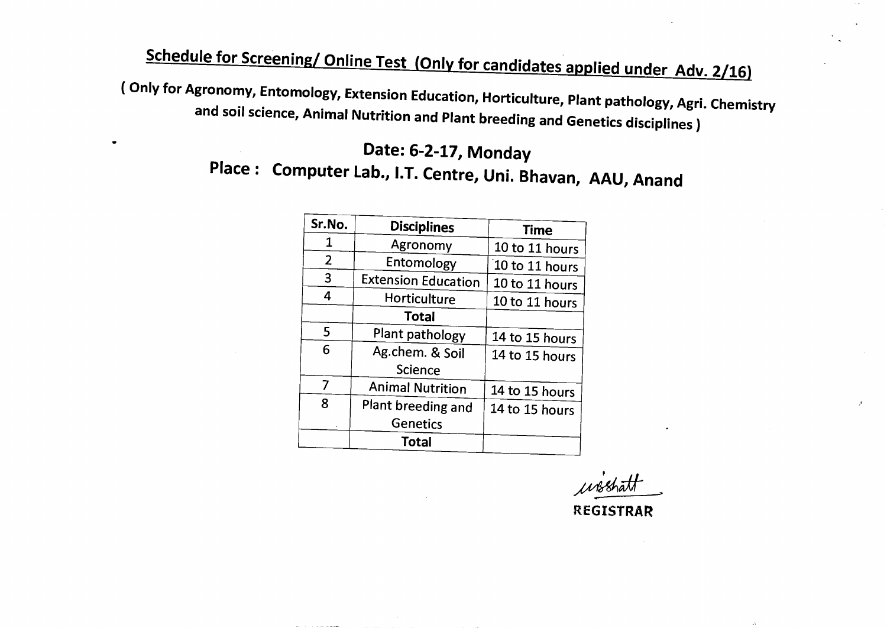## Schedule for Screening/ Online Test (Only for candidates applied under Adv. 2/16)

**( Only for Agronomy, Entomology, Extension Education, Horticulture, Plant pathology, Agri. Chemistry and soil science, Animal Nutrition and Plant breeding and Genetics disciplines )**

### Date: 6-2-17, Monday

### Place : Computer Lab., I.T. Centre, Uni. Bhavan, AAU, Anand

| Sr.No. | Disciplines | Time |
|---|---|---|
| 1 | Agronomy | 10 to 11 hours |
| 2 | Entomology | 10 to 11 hours |
| 3 | Extension Education | 10 to 11 hours |
| 4 | Horticulture | 10 to 11 hours |
| | **Total** | |
| 5 | Plant pathology | 14 to 15 hours |
| 6 | Ag.chem. & Soil Science | 14 to 15 hours |
| 7 | Animal Nutrition | 14 to 15 hours |
| 8 | Plant breeding and Genetics | 14 to 15 hours |
| | **Total** | |

**REGISTRAR**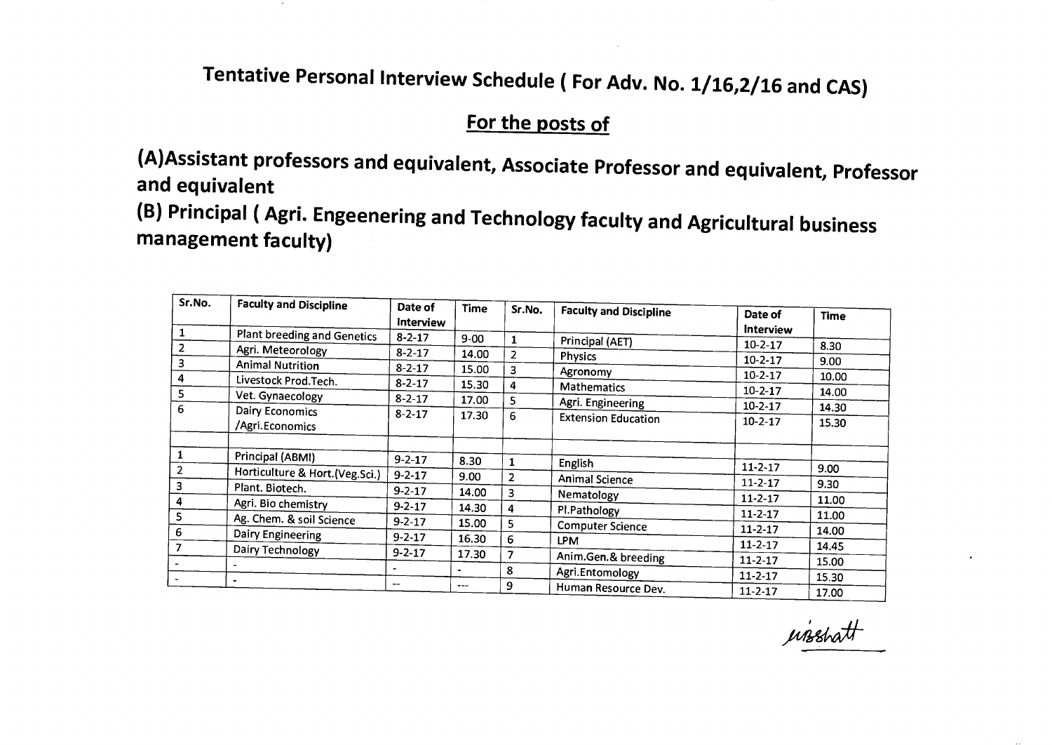# Tentative Personal Interview Schedule ( For Adv. No. 1/16,2/16 and CAS)

## For the posts of

**(A)Assistant professors and equivalent, Associate Professor and equivalent, Professor and equivalent**

**(B) Principal ( Agri. Engeenering and Technology faculty and Agricultural business management faculty)**

| Sr.No. | Faculty and Discipline | Date of Interview | Time | Sr.No. | Faculty and Discipline | Date of Interview | Time |
|---|---|---|---|---|---|---|---|
| 1 | Plant breeding and Genetics | 8-2-17 | 9-00 | 1 | Principal (AET) | 10-2-17 | 8.30 |
| 2 | Agri. Meteorology | 8-2-17 | 14.00 | 2 | Physics | 10-2-17 | 9.00 |
| 3 | Animal Nutrition | 8-2-17 | 15.00 | 3 | Agronomy | 10-2-17 | 10.00 |
| 4 | Livestock Prod.Tech. | 8-2-17 | 15.30 | 4 | Mathematics | 10-2-17 | 14.00 |
| 5 | Vet. Gynaecology | 8-2-17 | 17.00 | 5 | Agri. Engineering | 10-2-17 | 14.30 |
| 6 | Dairy Economics /Agri.Economics | 8-2-17 | 17.30 | 6 | Extension Education | 10-2-17 | 15.30 |
| | | | | | | | |
| 1 | Principal (ABMI) | 9-2-17 | 8.30 | 1 | English | 11-2-17 | 9.00 |
| 2 | Horticulture & Hort.(Veg.Sci.) | 9-2-17 | 9.00 | 2 | Animal Science | 11-2-17 | 9.30 |
| 3 | Plant. Biotech. | 9-2-17 | 14.00 | 3 | Nematology | 11-2-17 | 11.00 |
| 4 | Agri. Bio chemistry | 9-2-17 | 14.30 | 4 | Pl.Pathology | 11-2-17 | 11.00 |
| 5 | Ag. Chem. & soil Science | 9-2-17 | 15.00 | 5 | Computer Science | 11-2-17 | 14.00 |
| 6 | Dairy Engineering | 9-2-17 | 16.30 | 6 | LPM | 11-2-17 | 14.45 |
| 7 | Dairy Technology | 9-2-17 | 17.30 | 7 | Anim.Gen.& breeding | 11-2-17 | 15.00 |
| - | - | - | - | 8 | Agri.Entomology | 11-2-17 | 15.30 |
| - | - | -- | --- | 9 | Human Resource Dev. | 11-2-17 | 17.00 |